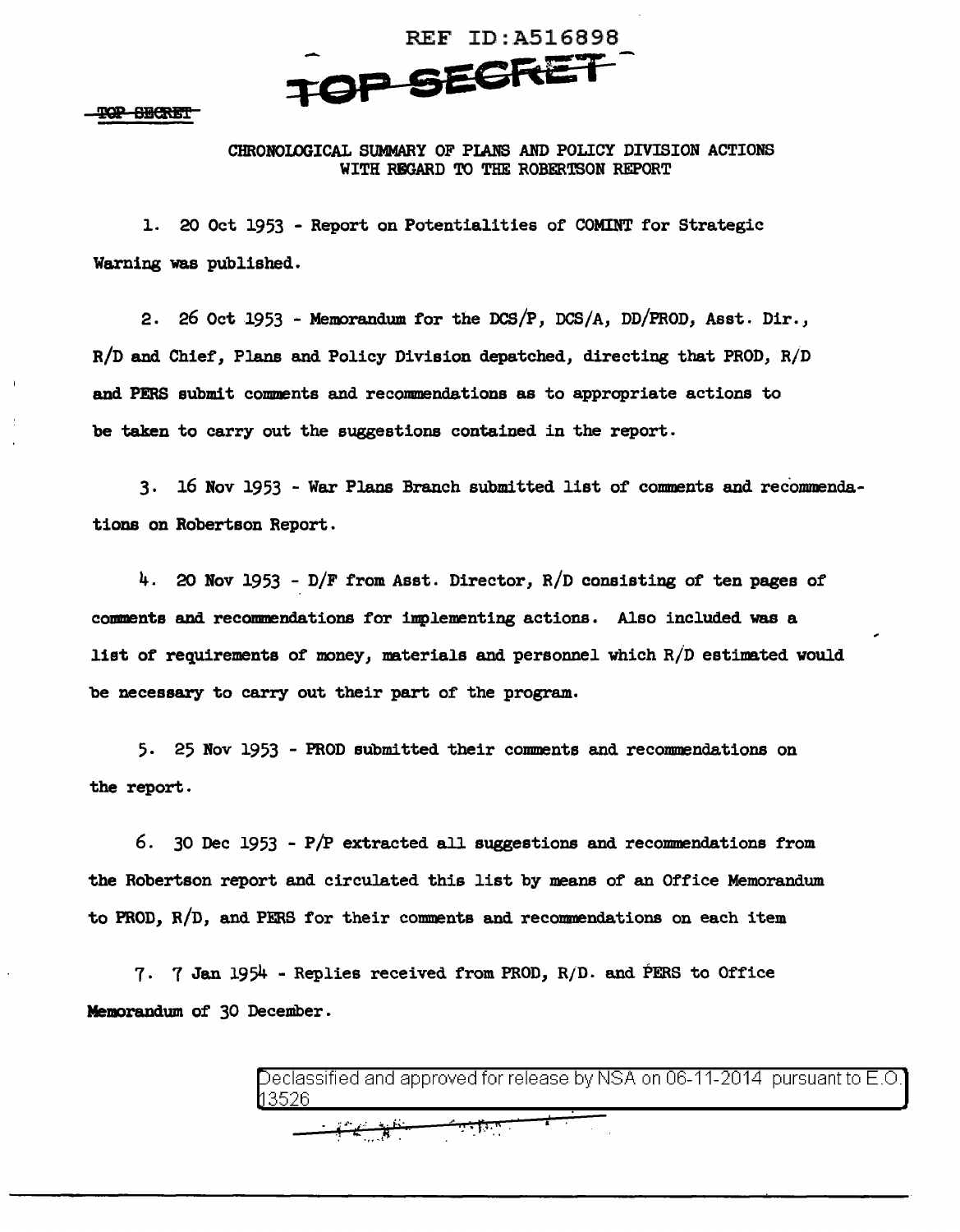REF ID:A516898

TOP SECRET

TOP SECRET

CHRONOLOGICAL SUMMARY OF PLANS AND POLICY DIVISION ACTIONS WITH REGARD TO THE ROBERTSON REPORT

1. 20 Oct 1953 - Report on Potentialities of COMINT for Strategic Warning was published.

2. 26 Oct 1953 - Memorandum for the DCS/P, DCS/A, DD/PROD, Asst. Dir., R/D and Chief, Plans and Policy Division depatched, directing that PROD, R/D and PERS submit comments and recommendations as to appropriate actions to be taken to carry out the suggestions contained in the report.

3. 16 Nov 1953 - War Plans Branch submitted list of comments and recommendations on Robertson Report.

4. 20 Nov 1953 - D/F from Asst. Director, R/D consisting of ten pages of comments and recommendations for implementing actions. Also included was a list of requirements of money, materials and personnel which R/D estimated would be necessary to carry out their part of the program.

5. 25 Nov 1953 - PROD submitted their comments and recommendations on the report.

6. 30 Dec 1953 - P/P extracted all suggestions and recommendations from the Robertson report and circulated this list by means of an Office Memorandum to PROD, R/D, and PERS for their comments and recommendations on each item

7. 7 Jan 1954 - Replies received from PROD, R/D. and PERS to Office Memorandum of 30 December.

Declassified and approved for release by NSA on 06-11-2014 pursuant to E.O. 13526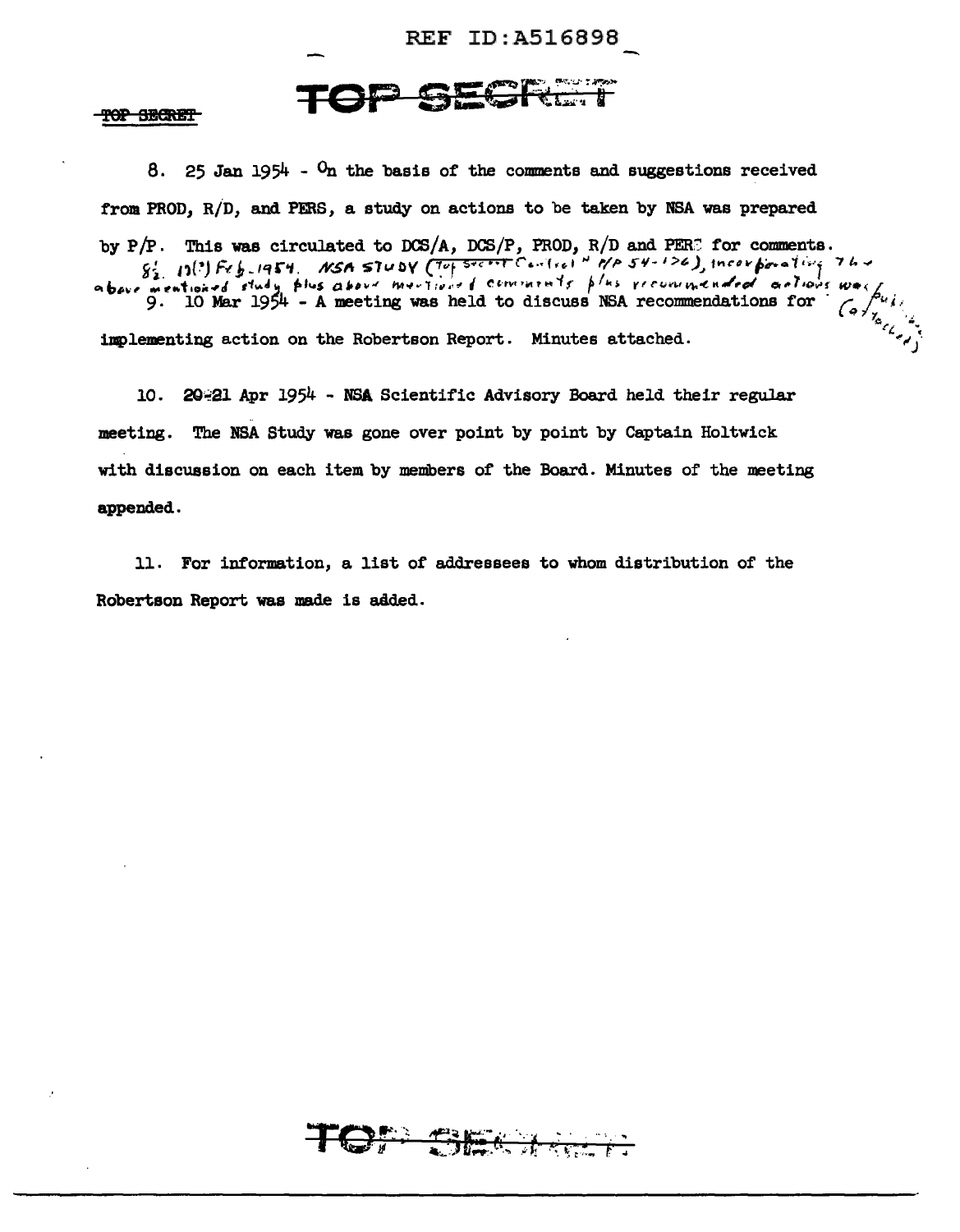REF ID:A516898

TOP SECRET

TOP SECRET

8. 25 Jan 1954 - On the basis of the comments and suggestions received from PROD, R/D, and PERS, a study on actions to be taken by NSA was prepared by P/P. This was circulated to DCS/A, DCS/P, PROD, R/D and PERS for comments.

8½. 11(?) Feb. 1954. NSA STUDY (Top Secret Control # P/P 54-176), incorporating the above mentioned study plus above mentioned comments plus recommended actions was published (attached).

9. 10 Mar 1954 - A meeting was held to discuss NSA recommendations for implementing action on the Robertson Report. Minutes attached.

10. 20-21 Apr 1954 - NSA Scientific Advisory Board held their regular meeting. The NSA Study was gone over point by point by Captain Holtwick with discussion on each item by members of the Board. Minutes of the meeting appended.

11. For information, a list of addressees to whom distribution of the Robertson Report was made is added.

TOP SECRET